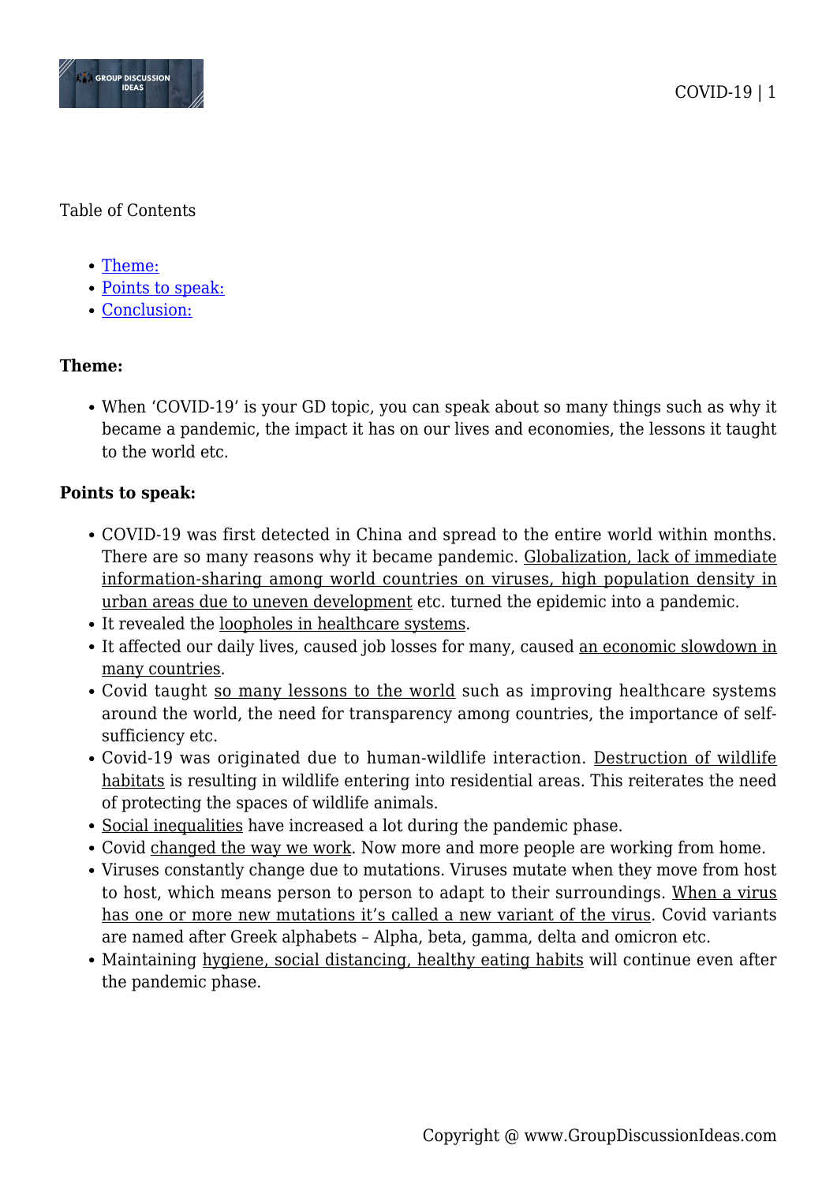Table of Contents

- Theme:
- Points to speak:
- Conclusion:

**Theme:**

- When 'COVID-19' is your GD topic, you can speak about so many things such as why it became a pandemic, the impact it has on our lives and economies, the lessons it taught to the world etc.

**Points to speak:**

- COVID-19 was first detected in China and spread to the entire world within months. There so many reasons why it became pandemic. Globalization, lack of immediate information-sharing among world countries on viruses, high population density in urban areas due to uneven development etc. turned the epidemic into a pandemic.
- It revealed the loopholes in healthcare systems.
- It affected our daily lives, caused job losses for many, caused an economic slowdown in many countries.
- Covid taught so many lessons to the world such as improving healthcare systems around the world, the need for transparency among countries, the importance of self-sufficiency etc.
- Covid-19 was originated due to human-wildlife interaction. Destruction of wildlife habitats is resulting in wildlife entering into residential areas. This reiterates the need of protecting the spaces of wildlife animals.
- Social inequalities have increased a lot during the pandemic phase.
- Covid changed the way we work. Now more and more people are working from home.
- Viruses constantly change due to mutations. Viruses mutate when they move from host to host, which means person to person to adapt to their surroundings. When a virus has one or more new mutations it's called a new variant of the virus. Covid variants are named after Greek alphabets – Alpha, beta, gamma, delta and omicron etc.
- Maintaining hygiene, social distancing, healthy eating habits will continue even after the pandemic phase.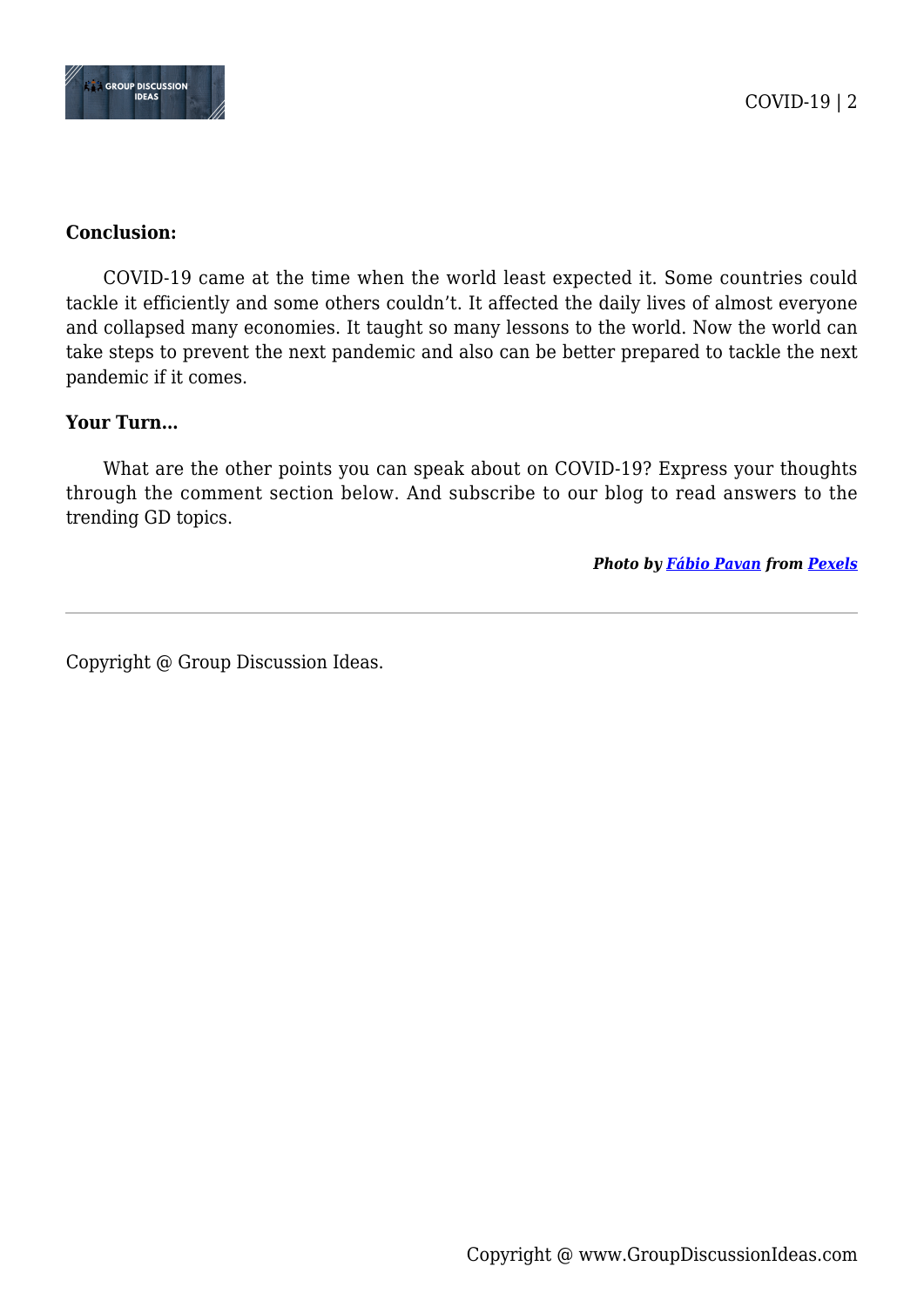**Conclusion:**

COVID-19 came at the time when the world least expected it. Some countries could tackle it efficiently and some others couldn't. It affected the daily lives of almost everyone and collapsed many economies. It taught so many lessons to the world. Now the world can take steps to prevent the next pandemic and also can be better prepared to tackle the next pandemic if it comes.

**Your Turn…**

What are the other points you can speak about on COVID-19? Express your thoughts through the comment section below. And subscribe to our blog to read answers to the trending GD topics.

***Photo by Fábio Pavan from Pexels***

---

Copyright @ Group Discussion Ideas.